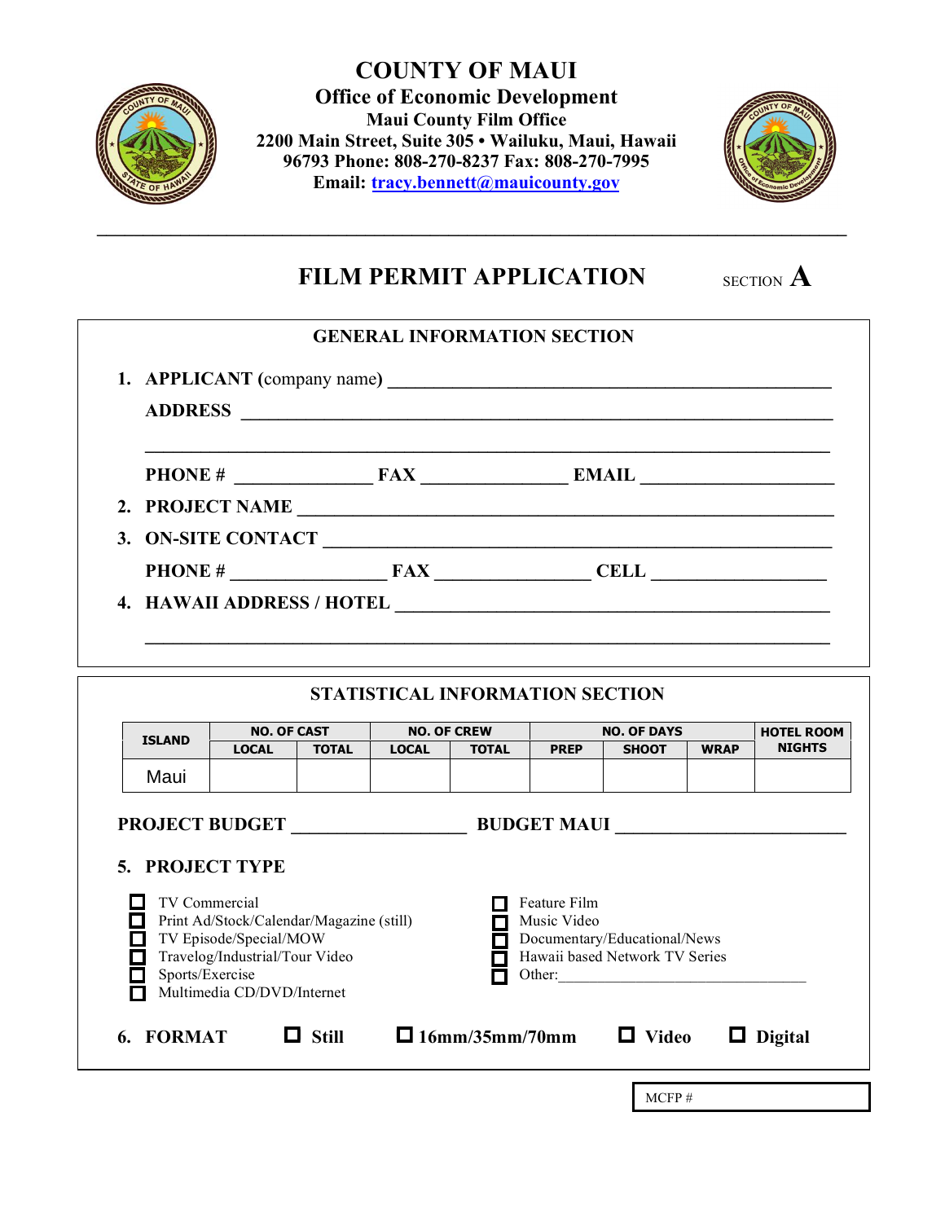# COUNTY OF MAUI

**Office of Economic Development**
**Maui County Film Office**
**2200 Main Street, Suite 305 • Wailuku, Maui, Hawaii 96793 Phone: 808-270-8237 Fax: 808-270-7995**
**Email: tracy.bennett@mauicounty.gov**

---

## FILM PERMIT APPLICATION

SECTION **A**

### GENERAL INFORMATION SECTION

1. **APPLICANT** (company name) ______________________________________________

   **ADDRESS** ______________________________________________________________

   ______________________________________________________________________

   **PHONE #** _______________ **FAX** ________________ **EMAIL** ____________________

2. **PROJECT NAME** __________________________________________________________

3. **ON-SITE CONTACT** _______________________________________________________

   **PHONE #** _________________ **FAX** _________________ **CELL** __________________

4. **HAWAII ADDRESS / HOTEL** __________________________________________________

   ______________________________________________________________________

### STATISTICAL INFORMATION SECTION

| ISLAND | NO. OF CAST | | NO. OF CREW | | NO. OF DAYS | | | HOTEL ROOM NIGHTS |
|---|---|---|---|---|---|---|---|---|
| | LOCAL | TOTAL | LOCAL | TOTAL | PREP | SHOOT | WRAP | |
| Maui | | | | | | | | |

**PROJECT BUDGET** ___________________ **BUDGET MAUI** _________________________

5. **PROJECT TYPE**

- ☐ TV Commercial
- ☐ Print Ad/Stock/Calendar/Magazine (still)
- ☐ TV Episode/Special/MOW
- ☐ Travelog/Industrial/Tour Video
- ☐ Sports/Exercise
- ☐ Multimedia CD/DVD/Internet
- ☐ Feature Film
- ☐ Music Video
- ☐ Documentary/Educational/News
- ☐ Hawaii based Network TV Series
- ☐ Other:________________________________

6. **FORMAT** ☐ **Still** ☐ **16mm/35mm/70mm** ☐ **Video** ☐ **Digital**

MCFP #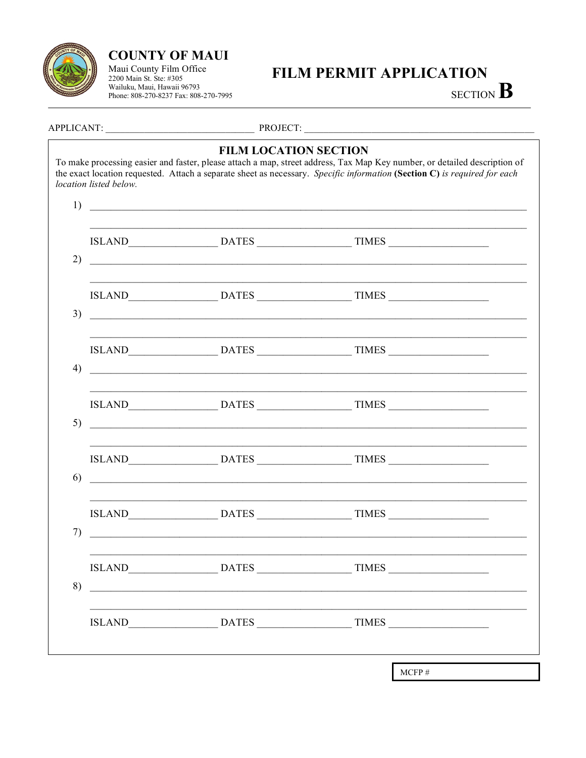# COUNTY OF MAUI

Maui County Film Office
2200 Main St. Ste: #305
Wailuku, Maui, Hawaii 96793
Phone: 808-270-8237 Fax: 808-270-7995

# FILM PERMIT APPLICATION

SECTION **B**

APPLICANT: ______________________________ PROJECT: ______________________________________________

## FILM LOCATION SECTION

To make processing easier and faster, please attach a map, street address, Tax Map Key number, or detailed description of the exact location requested. Attach a separate sheet as necessary. *Specific information* **(Section C)** *is required for each location listed below.*

1) ________________________________________________________________________________

________________________________________________________________________________

ISLAND________________ DATES _________________ TIMES __________________

2) ________________________________________________________________________________

________________________________________________________________________________

ISLAND________________ DATES _________________ TIMES __________________

3) ________________________________________________________________________________

________________________________________________________________________________

ISLAND________________ DATES _________________ TIMES __________________

4) ________________________________________________________________________________

________________________________________________________________________________

ISLAND________________ DATES _________________ TIMES __________________

5) ________________________________________________________________________________

________________________________________________________________________________

ISLAND________________ DATES _________________ TIMES __________________

6) ________________________________________________________________________________

________________________________________________________________________________

ISLAND________________ DATES _________________ TIMES __________________

7) ________________________________________________________________________________

________________________________________________________________________________

ISLAND________________ DATES _________________ TIMES __________________

8) ________________________________________________________________________________

________________________________________________________________________________

ISLAND________________ DATES _________________ TIMES __________________

MCFP #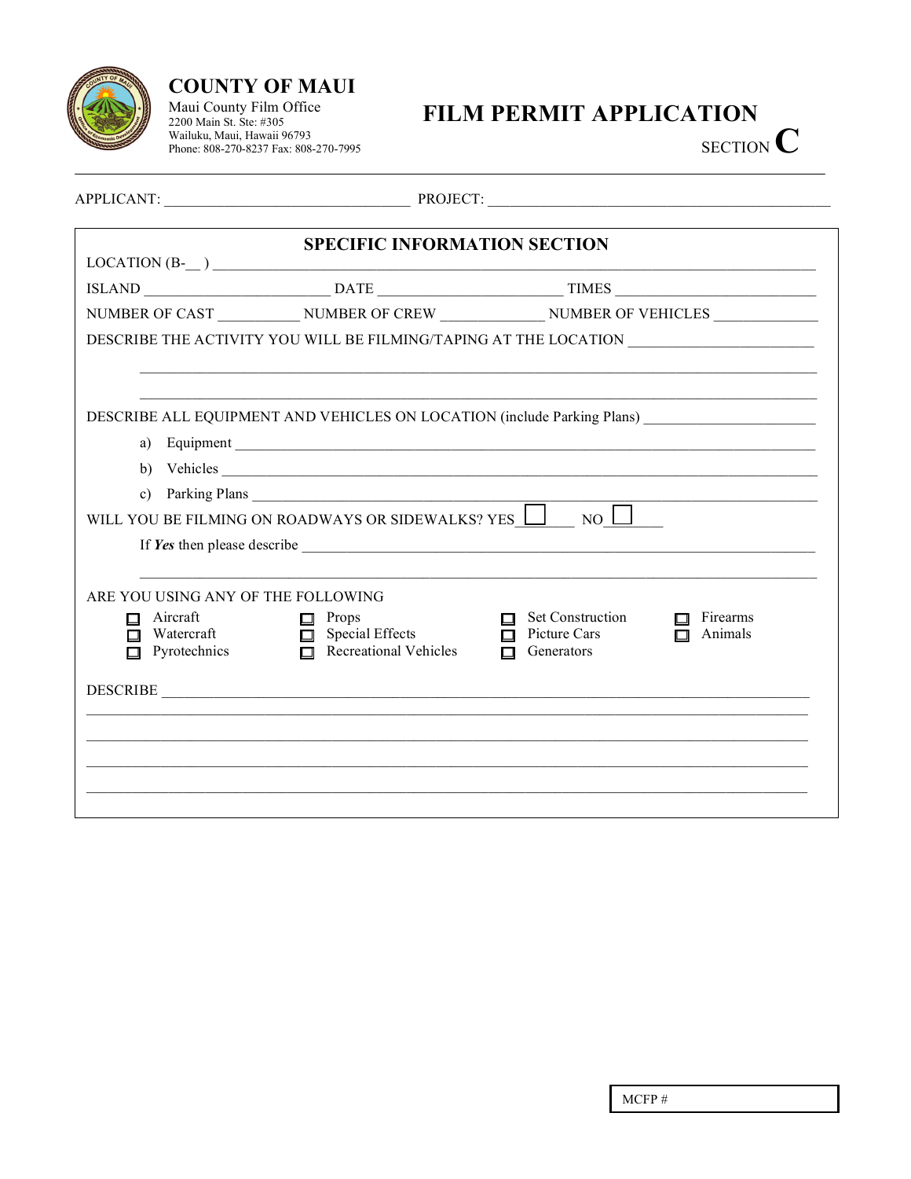# COUNTY OF MAUI

Maui County Film Office
2200 Main St. Ste: #305
Wailuku, Maui, Hawaii 96793
Phone: 808-270-8237 Fax: 808-270-7995

# FILM PERMIT APPLICATION

SECTION **C**

APPLICANT: ________________________________ PROJECT: ______________________________________________

## SPECIFIC INFORMATION SECTION

LOCATION (B-__ ) ______________________________________________________________________________

ISLAND ________________________ DATE ________________________ TIMES __________________________

NUMBER OF CAST ___________ NUMBER OF CREW _____________ NUMBER OF VEHICLES _____________

DESCRIBE THE ACTIVITY YOU WILL BE FILMING/TAPING AT THE LOCATION ________________________

_________________________________________________________________________________________

_________________________________________________________________________________________

DESCRIBE ALL EQUIPMENT AND VEHICLES ON LOCATION (include Parking Plans) ______________________

a) Equipment ___________________________________________________________________________

b) Vehicles ____________________________________________________________________________

c) Parking Plans _________________________________________________________________________

WILL YOU BE FILMING ON ROADWAYS OR SIDEWALKS? YES ☐ NO ☐

If ***Yes*** then please describe ______________________________________________________________

_________________________________________________________________________________________

ARE YOU USING ANY OF THE FOLLOWING

- ☐ Aircraft
- ☐ Watercraft
- ☐ Pyrotechnics
- ☐ Props
- ☐ Special Effects
- ☐ Recreational Vehicles
- ☐ Set Construction
- ☐ Picture Cars
- ☐ Generators
- ☐ Firearms
- ☐ Animals

DESCRIBE ________________________________________________________________________________

_________________________________________________________________________________________

_________________________________________________________________________________________

_________________________________________________________________________________________

_________________________________________________________________________________________

MCFP #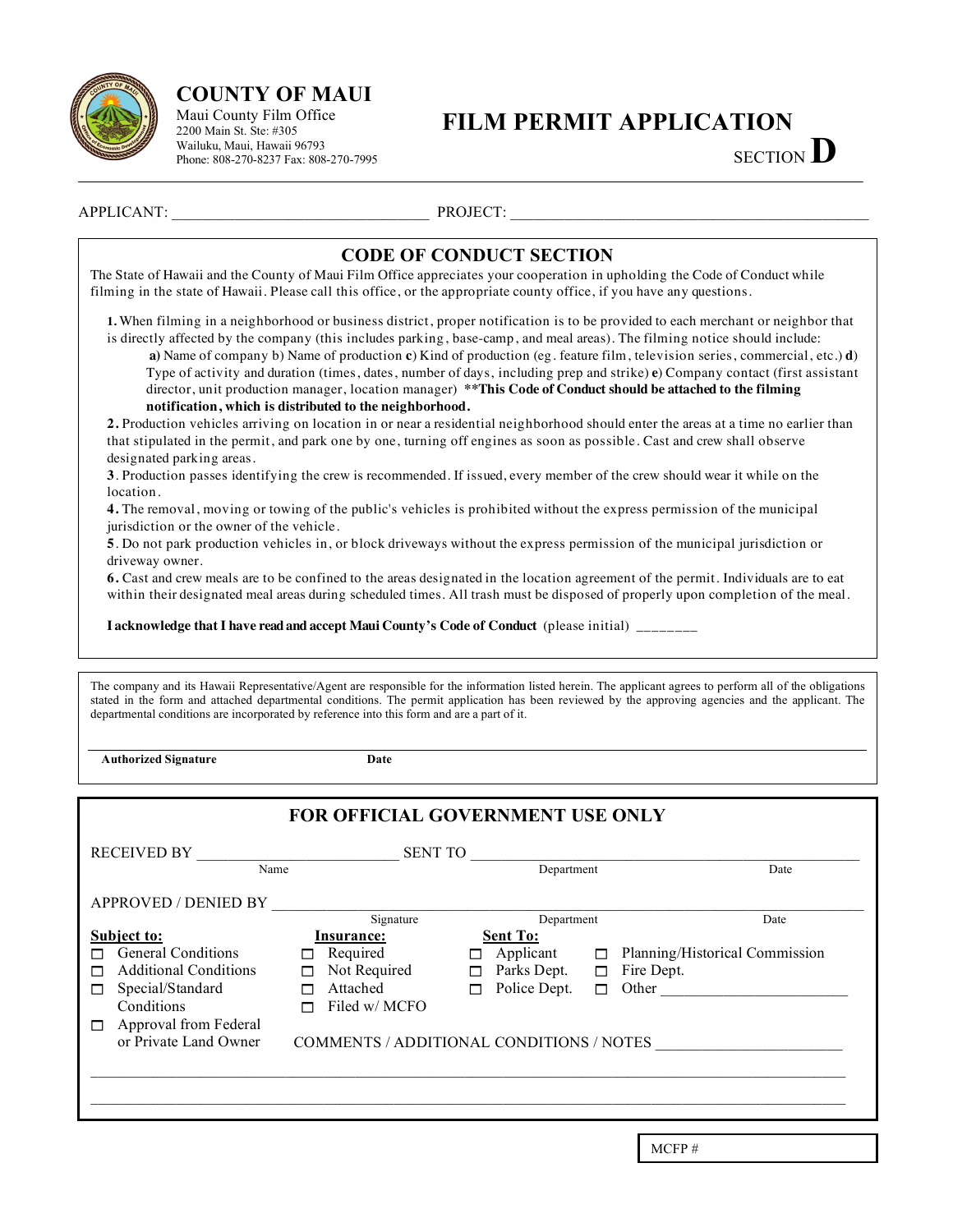# COUNTY OF MAUI

Maui County Film Office
2200 Main St. Ste: #305
Wailuku, Maui, Hawaii 96793
Phone: 808-270-8237 Fax: 808-270-7995

# FILM PERMIT APPLICATION

SECTION **D**

APPLICANT: ________________________________ PROJECT: ______________________________________________

## CODE OF CONDUCT SECTION

The State of Hawaii and the County of Maui Film Office appreciates your cooperation in upholding the Code of Conduct while filming in the state of Hawaii. Please call this office, or the appropriate county office, if you have any questions.

**1.** When filming in a neighborhood or business district, proper notification is to be provided to each merchant or neighbor that is directly affected by the company (this includes parking, base-camp, and meal areas). The filming notice should include:
**a)** Name of company b) Name of production **c)** Kind of production (eg. feature film, television series, commercial, etc.) **d)** Type of activity and duration (times, dates, number of days, including prep and strike) **e)** Company contact (first assistant director, unit production manager, location manager) **\*\*This Code of Conduct should be attached to the filming notification, which is distributed to the neighborhood.**

**2.** Production vehicles arriving on location in or near a residential neighborhood should enter the areas at a time no earlier than that stipulated in the permit, and park one by one, turning off engines as soon as possible. Cast and crew shall observe designated parking areas.

**3**. Production passes identifying the crew is recommended. If issued, every member of the crew should wear it while on the location.

**4.** The removal, moving or towing of the public's vehicles is prohibited without the express permission of the municipal jurisdiction or the owner of the vehicle.

**5**. Do not park production vehicles in, or block driveways without the express permission of the municipal jurisdiction or driveway owner.

**6.** Cast and crew meals are to be confined to the areas designated in the location agreement of the permit. Individuals are to eat within their designated meal areas during scheduled times. All trash must be disposed of properly upon completion of the meal.

**I acknowledge that I have read and accept Maui County's Code of Conduct** (please initial) ________

The company and its Hawaii Representative/Agent are responsible for the information listed herein. The applicant agrees to perform all of the obligations stated in the form and attached departmental conditions. The permit application has been reviewed by the approving agencies and the applicant. The departmental conditions are incorporated by reference into this form and are a part of it.

______________________________________________________________

**Authorized Signature** **Date**

## FOR OFFICIAL GOVERNMENT USE ONLY

RECEIVED BY __________________________ SENT TO ______________________________________________
Name Department Date

APPROVED / DENIED BY ______________________________________________________________
Signature Department Date

**Subject to:**
- ☐ General Conditions
- ☐ Additional Conditions
- ☐ Special/Standard Conditions
- ☐ Approval from Federal or Private Land Owner

**Insurance:**
- ☐ Required
- ☐ Not Required
- ☐ Attached
- ☐ Filed w/ MCFO

**Sent To:**
- ☐ Applicant
- ☐ Parks Dept.
- ☐ Police Dept.
- ☐ Planning/Historical Commission
- ☐ Fire Dept.
- ☐ Other ______________________

COMMENTS / ADDITIONAL CONDITIONS / NOTES ______________________

______________________________________________________________

______________________________________________________________

MCFP #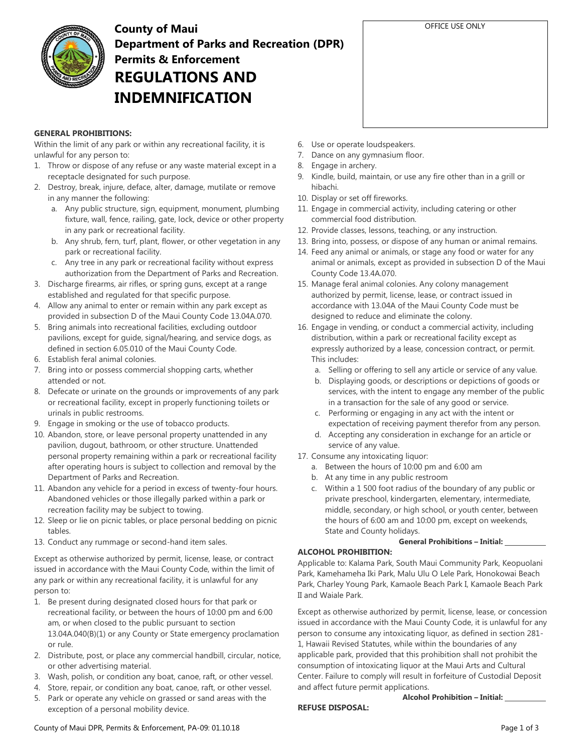# County of Maui
## Department of Parks and Recreation (DPR)
## Permits & Enforcement
# REGULATIONS AND INDEMNIFICATION

OFFICE USE ONLY

**GENERAL PROHIBITIONS:**

Within the limit of any park or within any recreational facility, it is unlawful for any person to:

1. Throw or dispose of any refuse or any waste material except in a receptacle designated for such purpose.
2. Destroy, break, injure, deface, alter, damage, mutilate or remove in any manner the following:
   a. Any public structure, sign, equipment, monument, plumbing fixture, wall, fence, railing, gate, lock, device or other property in any park or recreational facility.
   b. Any shrub, fern, turf, plant, flower, or other vegetation in any park or recreational facility.
   c. Any tree in any park or recreational facility without express authorization from the Department of Parks and Recreation.
3. Discharge firearms, air rifles, or spring guns, except at a range established and regulated for that specific purpose.
4. Allow any animal to enter or remain within any park except as provided in subsection D of the Maui County Code 13.04A.070.
5. Bring animals into recreational facilities, excluding outdoor pavilions, except for guide, signal/hearing, and service dogs, as defined in section 6.05.010 of the Maui County Code.
6. Establish feral animal colonies.
7. Bring into or possess commercial shopping carts, whether attended or not.
8. Defecate or urinate on the grounds or improvements of any park or recreational facility, except in properly functioning toilets or urinals in public restrooms.
9. Engage in smoking or the use of tobacco products.
10. Abandon, store, or leave personal property unattended in any pavilion, dugout, bathroom, or other structure. Unattended personal property remaining within a park or recreational facility after operating hours is subject to collection and removal by the Department of Parks and Recreation.
11. Abandon any vehicle for a period in excess of twenty-four hours. Abandoned vehicles or those illegally parked within a park or recreation facility may be subject to towing.
12. Sleep or lie on picnic tables, or place personal bedding on picnic tables.
13. Conduct any rummage or second-hand item sales.

Except as otherwise authorized by permit, license, lease, or contract issued in accordance with the Maui County Code, within the limit of any park or within any recreational facility, it is unlawful for any person to:

1. Be present during designated closed hours for that park or recreational facility, or between the hours of 10:00 pm and 6:00 am, or when closed to the public pursuant to section 13.04A.040(B)(1) or any County or State emergency proclamation or rule.
2. Distribute, post, or place any commercial handbill, circular, notice, or other advertising material.
3. Wash, polish, or condition any boat, canoe, raft, or other vessel.
4. Store, repair, or condition any boat, canoe, raft, or other vessel.
5. Park or operate any vehicle on grassed or sand areas with the exception of a personal mobility device.
6. Use or operate loudspeakers.
7. Dance on any gymnasium floor.
8. Engage in archery.
9. Kindle, build, maintain, or use any fire other than in a grill or hibachi.
10. Display or set off fireworks.
11. Engage in commercial activity, including catering or other commercial food distribution.
12. Provide classes, lessons, teaching, or any instruction.
13. Bring into, possess, or dispose of any human or animal remains.
14. Feed any animal or animals, or stage any food or water for any animal or animals, except as provided in subsection D of the Maui County Code 13.4A.070.
15. Manage feral animal colonies. Any colony management authorized by permit, license, lease, or contract issued in accordance with 13.04A of the Maui County Code must be designed to reduce and eliminate the colony.
16. Engage in vending, or conduct a commercial activity, including distribution, within a park or recreational facility except as expressly authorized by a lease, concession contract, or permit. This includes:
    a. Selling or offering to sell any article or service of any value.
    b. Displaying goods, or descriptions or depictions of goods or services, with the intent to engage any member of the public in a transaction for the sale of any good or service.
    c. Performing or engaging in any act with the intent or expectation of receiving payment therefor from any person.
    d. Accepting any consideration in exchange for an article or service of any value.
17. Consume any intoxicating liquor:
    a. Between the hours of 10:00 pm and 6:00 am
    b. At any time in any public restroom
    c. Within a 1 500 foot radius of the boundary of any public or private preschool, kindergarten, elementary, intermediate, middle, secondary, or high school, or youth center, between the hours of 6:00 am and 10:00 pm, except on weekends, State and County holidays.

**General Prohibitions – Initial:** ____________

**ALCOHOL PROHIBITION:**

Applicable to: Kalama Park, South Maui Community Park, Keopuolani Park, Kamehameha Iki Park, Malu Ulu O Lele Park, Honokowai Beach Park, Charley Young Park, Kamaole Beach Park I, Kamaole Beach Park II and Waiale Park.

Except as otherwise authorized by permit, license, lease, or concession issued in accordance with the Maui County Code, it is unlawful for any person to consume any intoxicating liquor, as defined in section 281-1, Hawaii Revised Statutes, while within the boundaries of any applicable park, provided that this prohibition shall not prohibit the consumption of intoxicating liquor at the Maui Arts and Cultural Center. Failure to comply will result in forfeiture of Custodial Deposit and affect future permit applications.

**Alcohol Prohibition – Initial:** ____________

**REFUSE DISPOSAL:**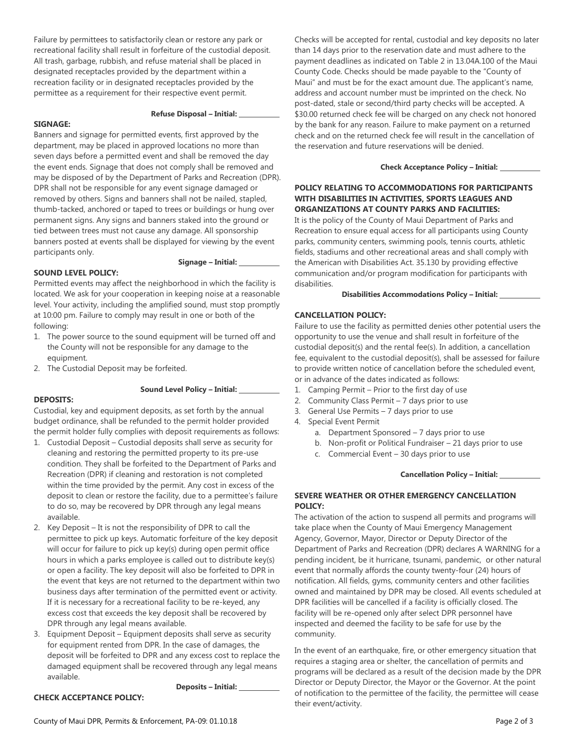Failure by permittees to satisfactorily clean or restore any park or recreational facility shall result in forfeiture of the custodial deposit. All trash, garbage, rubbish, and refuse material shall be placed in designated receptacles provided by the department within a recreation facility or in designated receptacles provided by the permittee as a requirement for their respective event permit.

**Refuse Disposal – Initial: ____________**

**SIGNAGE:**

Banners and signage for permitted events, first approved by the department, may be placed in approved locations no more than seven days before a permitted event and shall be removed the day the event ends. Signage that does not comply shall be removed and may be disposed of by the Department of Parks and Recreation (DPR). DPR shall not be responsible for any event signage damaged or removed by others. Signs and banners shall not be nailed, stapled, thumb-tacked, anchored or taped to trees or buildings or hung over permanent signs. Any signs and banners staked into the ground or tied between trees must not cause any damage. All sponsorship banners posted at events shall be displayed for viewing by the event participants only.

**Signage – Initial: ____________**

**SOUND LEVEL POLICY:**

Permitted events may affect the neighborhood in which the facility is located. We ask for your cooperation in keeping noise at a reasonable level. Your activity, including the amplified sound, must stop promptly at 10:00 pm. Failure to comply may result in one or both of the following:

1. The power source to the sound equipment will be turned off and the County will not be responsible for any damage to the equipment.
2. The Custodial Deposit may be forfeited.

**Sound Level Policy – Initial: ____________**

**DEPOSITS:**

Custodial, key and equipment deposits, as set forth by the annual budget ordinance, shall be refunded to the permit holder provided the permit holder fully complies with deposit requirements as follows:

1. Custodial Deposit – Custodial deposits shall serve as security for cleaning and restoring the permitted property to its pre-use condition. They shall be forfeited to the Department of Parks and Recreation (DPR) if cleaning and restoration is not completed within the time provided by the permit. Any cost in excess of the deposit to clean or restore the facility, due to a permittee's failure to do so, may be recovered by DPR through any legal means available.
2. Key Deposit – It is not the responsibility of DPR to call the permittee to pick up keys. Automatic forfeiture of the key deposit will occur for failure to pick up key(s) during open permit office hours in which a parks employee is called out to distribute key(s) or open a facility. The key deposit will also be forfeited to DPR in the event that keys are not returned to the department within two business days after termination of the permitted event or activity. If it is necessary for a recreational facility to be re-keyed, any excess cost that exceeds the key deposit shall be recovered by DPR through any legal means available.
3. Equipment Deposit – Equipment deposits shall serve as security for equipment rented from DPR. In the case of damages, the deposit will be forfeited to DPR and any excess cost to replace the damaged equipment shall be recovered through any legal means available.

**Deposits – Initial: ____________**

**CHECK ACCEPTANCE POLICY:**

Checks will be accepted for rental, custodial and key deposits no later than 14 days prior to the reservation date and must adhere to the payment deadlines as indicated on Table 2 in 13.04A.100 of the Maui County Code. Checks should be made payable to the "County of Maui" and must be for the exact amount due. The applicant's name, address and account number must be imprinted on the check. No post-dated, stale or second/third party checks will be accepted. A $30.00 returned check fee will be charged on any check not honored by the bank for any reason. Failure to make payment on a returned check and on the returned check fee will result in the cancellation of the reservation and future reservations will be denied.

**Check Acceptance Policy – Initial: ____________**

**POLICY RELATING TO ACCOMMODATIONS FOR PARTICIPANTS WITH DISABILITIES IN ACTIVITIES, SPORTS LEAGUES AND ORGANIZATIONS AT COUNTY PARKS AND FACILITIES:**

It is the policy of the County of Maui Department of Parks and Recreation to ensure equal access for all participants using County parks, community centers, swimming pools, tennis courts, athletic fields, stadiums and other recreational areas and shall comply with the American with Disabilities Act. 35.130 by providing effective communication and/or program modification for participants with disabilities.

**Disabilities Accommodations Policy – Initial: ____________**

**CANCELLATION POLICY:**

Failure to use the facility as permitted denies other potential users the opportunity to use the venue and shall result in forfeiture of the custodial deposit(s) and the rental fee(s). In addition, a cancellation fee, equivalent to the custodial deposit(s), shall be assessed for failure to provide written notice of cancellation before the scheduled event, or in advance of the dates indicated as follows:

1. Camping Permit – Prior to the first day of use
2. Community Class Permit – 7 days prior to use
3. General Use Permits – 7 days prior to use
4. Special Event Permit
   a. Department Sponsored – 7 days prior to use
   b. Non-profit or Political Fundraiser – 21 days prior to use
   c. Commercial Event – 30 days prior to use

**Cancellation Policy – Initial: ____________**

**SEVERE WEATHER OR OTHER EMERGENCY CANCELLATION POLICY:**

The activation of the action to suspend all permits and programs will take place when the County of Maui Emergency Management Agency, Governor, Mayor, Director or Deputy Director of the Department of Parks and Recreation (DPR) declares A WARNING for a pending incident, be it hurricane, tsunami, pandemic, or other natural event that normally affords the county twenty-four (24) hours of notification. All fields, gyms, community centers and other facilities owned and maintained by DPR may be closed. All events scheduled at DPR facilities will be cancelled if a facility is officially closed. The facility will be re-opened only after select DPR personnel have inspected and deemed the facility to be safe for use by the community.

In the event of an earthquake, fire, or other emergency situation that requires a staging area or shelter, the cancellation of permits and programs will be declared as a result of the decision made by the DPR Director or Deputy Director, the Mayor or the Governor. At the point of notification to the permittee of the facility, the permittee will cease their event/activity.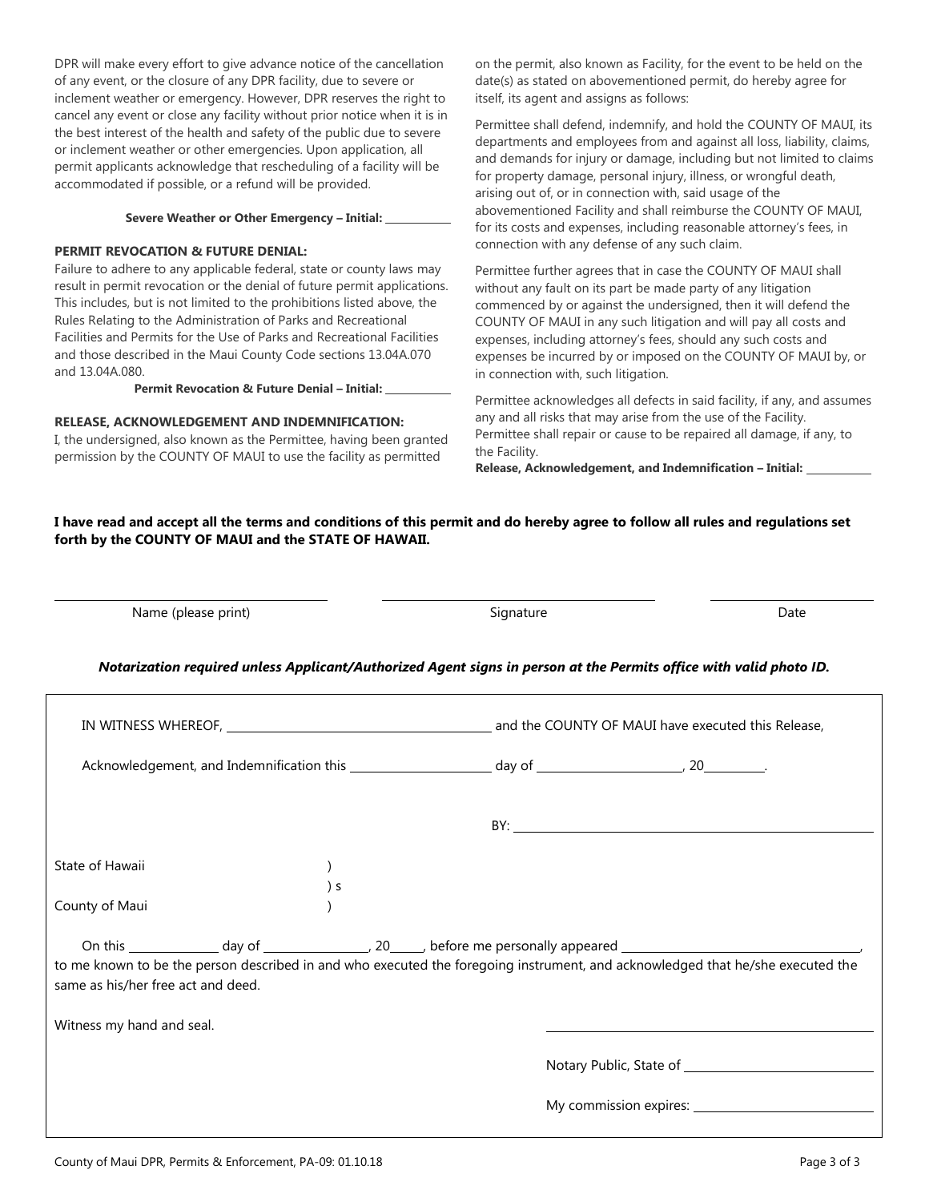DPR will make every effort to give advance notice of the cancellation of any event, or the closure of any DPR facility, due to severe or inclement weather or emergency. However, DPR reserves the right to cancel any event or close any facility without prior notice when it is in the best interest of the health and safety of the public due to severe or inclement weather or other emergencies. Upon application, all permit applicants acknowledge that rescheduling of a facility will be accommodated if possible, or a refund will be provided.

**Severe Weather or Other Emergency – Initial:** ___________

**PERMIT REVOCATION & FUTURE DENIAL:**
Failure to adhere to any applicable federal, state or county laws may result in permit revocation or the denial of future permit applications. This includes, but is not limited to the prohibitions listed above, the Rules Relating to the Administration of Parks and Recreational Facilities and Permits for the Use of Parks and Recreational Facilities and those described in the Maui County Code sections 13.04A.070 and 13.04A.080.

**Permit Revocation & Future Denial – Initial:** ___________

**RELEASE, ACKNOWLEDGEMENT AND INDEMNIFICATION:**
I, the undersigned, also known as the Permittee, having been granted permission by the COUNTY OF MAUI to use the facility as permitted on the permit, also known as Facility, for the event to be held on the date(s) as stated on abovementioned permit, do hereby agree for itself, its agent and assigns as follows:

Permittee shall defend, indemnify, and hold the COUNTY OF MAUI, its departments and employees from and against all loss, liability, claims, and demands for injury or damage, including but not limited to claims for property damage, personal injury, illness, or wrongful death, arising out of, or in connection with, said usage of the abovementioned Facility and shall reimburse the COUNTY OF MAUI, for its costs and expenses, including reasonable attorney's fees, in connection with any defense of any such claim.

Permittee further agrees that in case the COUNTY OF MAUI shall without any fault on its part be made party of any litigation commenced by or against the undersigned, then it will defend the COUNTY OF MAUI in any such litigation and will pay all costs and expenses, including attorney's fees, should any such costs and expenses be incurred by or imposed on the COUNTY OF MAUI by, or in connection with, such litigation.

Permittee acknowledges all defects in said facility, if any, and assumes any and all risks that may arise from the use of the Facility. Permittee shall repair or cause to be repaired all damage, if any, to the Facility.

**Release, Acknowledgement, and Indemnification – Initial:** ___________

**I have read and accept all the terms and conditions of this permit and do hereby agree to follow all rules and regulations set forth by the COUNTY OF MAUI and the STATE OF HAWAII.**

_______________________ _______________________ _______________________

Name (please print) Signature Date

***Notarization required unless Applicant/Authorized Agent signs in person at the Permits office with valid photo ID.***

IN WITNESS WHEREOF, _______________________ and the COUNTY OF MAUI have executed this Release,

Acknowledgement, and Indemnification this ____________ day of ____________, 20_____.

BY: _______________________

State of Hawaii )
) s
County of Maui )

On this ________ day of ____________, 20____, before me personally appeared _______________________, to me known to be the person described in and who executed the foregoing instrument, and acknowledged that he/she executed the same as his/her free act and deed.

Witness my hand and seal.

_______________________

Notary Public, State of _______________________

My commission expires: _______________________

County of Maui DPR, Permits & Enforcement, PA-09: 01.10.18